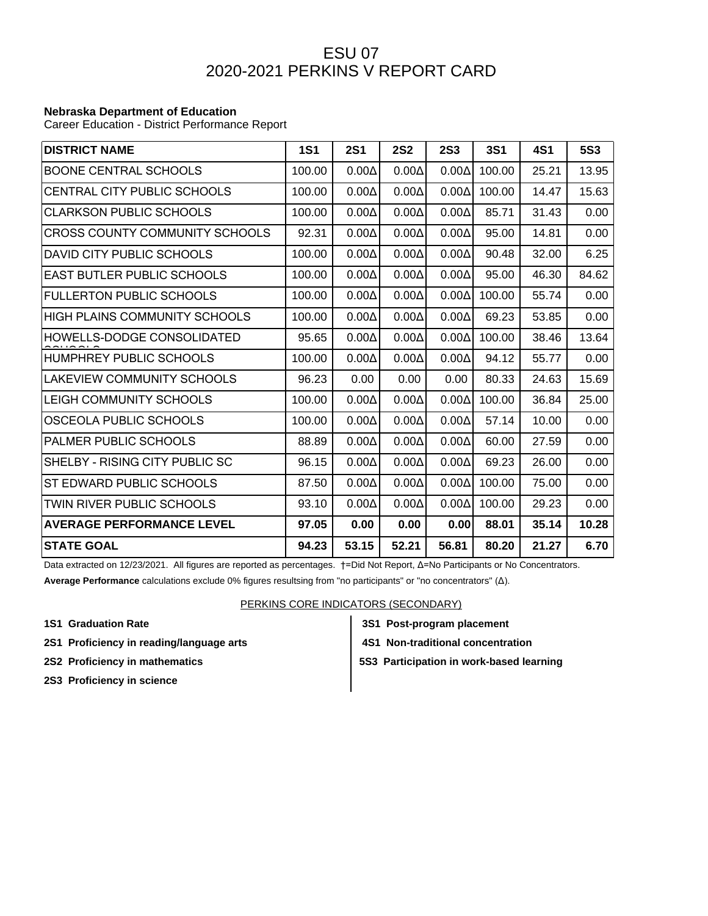# ESU 07
# 2020-2021 PERKINS V REPORT CARD

**Nebraska Department of Education**
Career Education - District Performance Report

| DISTRICT NAME | 1S1 | 2S1 | 2S2 | 2S3 | 3S1 | 4S1 | 5S3 |
|---|---|---|---|---|---|---|---|
| BOONE CENTRAL SCHOOLS | 100.00 | 0.00Δ | 0.00Δ | 0.00Δ | 100.00 | 25.21 | 13.95 |
| CENTRAL CITY PUBLIC SCHOOLS | 100.00 | 0.00Δ | 0.00Δ | 0.00Δ | 100.00 | 14.47 | 15.63 |
| CLARKSON PUBLIC SCHOOLS | 100.00 | 0.00Δ | 0.00Δ | 0.00Δ | 85.71 | 31.43 | 0.00 |
| CROSS COUNTY COMMUNITY SCHOOLS | 92.31 | 0.00Δ | 0.00Δ | 0.00Δ | 95.00 | 14.81 | 0.00 |
| DAVID CITY PUBLIC SCHOOLS | 100.00 | 0.00Δ | 0.00Δ | 0.00Δ | 90.48 | 32.00 | 6.25 |
| EAST BUTLER PUBLIC SCHOOLS | 100.00 | 0.00Δ | 0.00Δ | 0.00Δ | 95.00 | 46.30 | 84.62 |
| FULLERTON PUBLIC SCHOOLS | 100.00 | 0.00Δ | 0.00Δ | 0.00Δ | 100.00 | 55.74 | 0.00 |
| HIGH PLAINS COMMUNITY SCHOOLS | 100.00 | 0.00Δ | 0.00Δ | 0.00Δ | 69.23 | 53.85 | 0.00 |
| HOWELLS-DODGE CONSOLIDATED SCHOOLS | 95.65 | 0.00Δ | 0.00Δ | 0.00Δ | 100.00 | 38.46 | 13.64 |
| HUMPHREY PUBLIC SCHOOLS | 100.00 | 0.00Δ | 0.00Δ | 0.00Δ | 94.12 | 55.77 | 0.00 |
| LAKEVIEW COMMUNITY SCHOOLS | 96.23 | 0.00 | 0.00 | 0.00 | 80.33 | 24.63 | 15.69 |
| LEIGH COMMUNITY SCHOOLS | 100.00 | 0.00Δ | 0.00Δ | 0.00Δ | 100.00 | 36.84 | 25.00 |
| OSCEOLA PUBLIC SCHOOLS | 100.00 | 0.00Δ | 0.00Δ | 0.00Δ | 57.14 | 10.00 | 0.00 |
| PALMER PUBLIC SCHOOLS | 88.89 | 0.00Δ | 0.00Δ | 0.00Δ | 60.00 | 27.59 | 0.00 |
| SHELBY - RISING CITY PUBLIC SC | 96.15 | 0.00Δ | 0.00Δ | 0.00Δ | 69.23 | 26.00 | 0.00 |
| ST EDWARD PUBLIC SCHOOLS | 87.50 | 0.00Δ | 0.00Δ | 0.00Δ | 100.00 | 75.00 | 0.00 |
| TWIN RIVER PUBLIC SCHOOLS | 93.10 | 0.00Δ | 0.00Δ | 0.00Δ | 100.00 | 29.23 | 0.00 |
| **AVERAGE PERFORMANCE LEVEL** | **97.05** | **0.00** | **0.00** | **0.00** | **88.01** | **35.14** | **10.28** |
| **STATE GOAL** | **94.23** | **53.15** | **52.21** | **56.81** | **80.20** | **21.27** | **6.70** |

Data extracted on 12/23/2021. All figures are reported as percentages. †=Did Not Report, Δ=No Participants or No Concentrators.

**Average Performance** calculations exclude 0% figures resultsing from "no participants" or "no concentrators" (Δ).

PERKINS CORE INDICATORS (SECONDARY)

- **1S1 Graduation Rate**
- **2S1 Proficiency in reading/language arts**
- **2S2 Proficiency in mathematics**
- **2S3 Proficiency in science**
- **3S1 Post-program placement**
- **4S1 Non-traditional concentration**
- **5S3 Participation in work-based learning**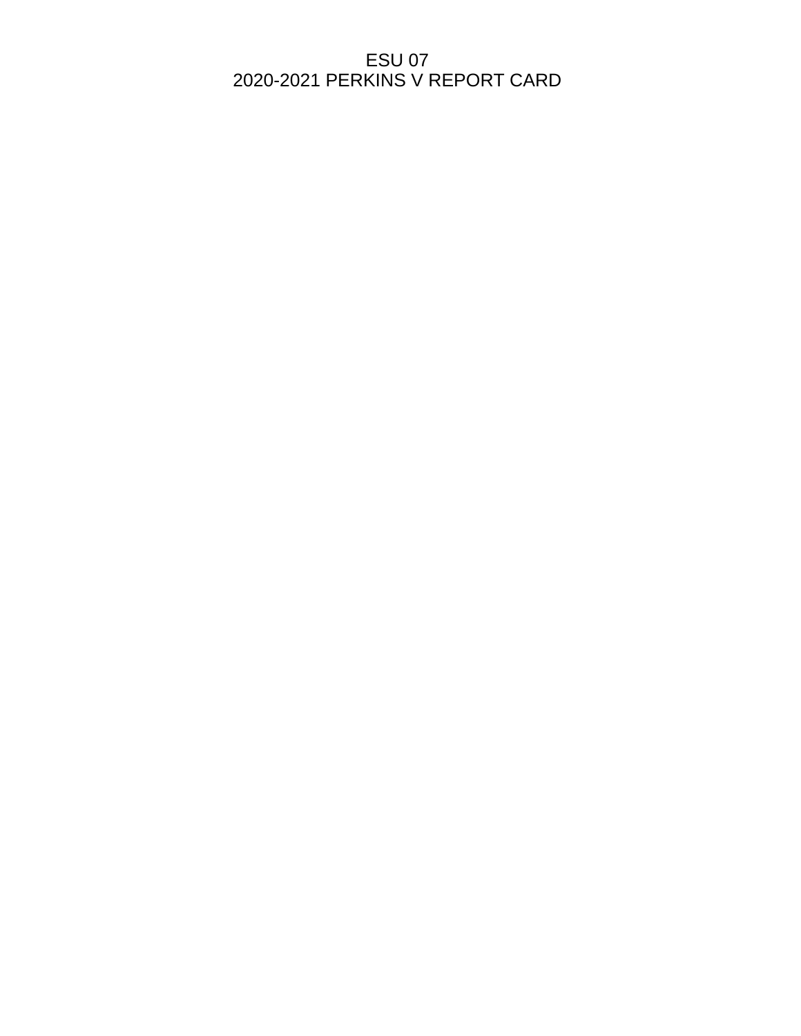# ESU 07
## 2020-2021 PERKINS V REPORT CARD